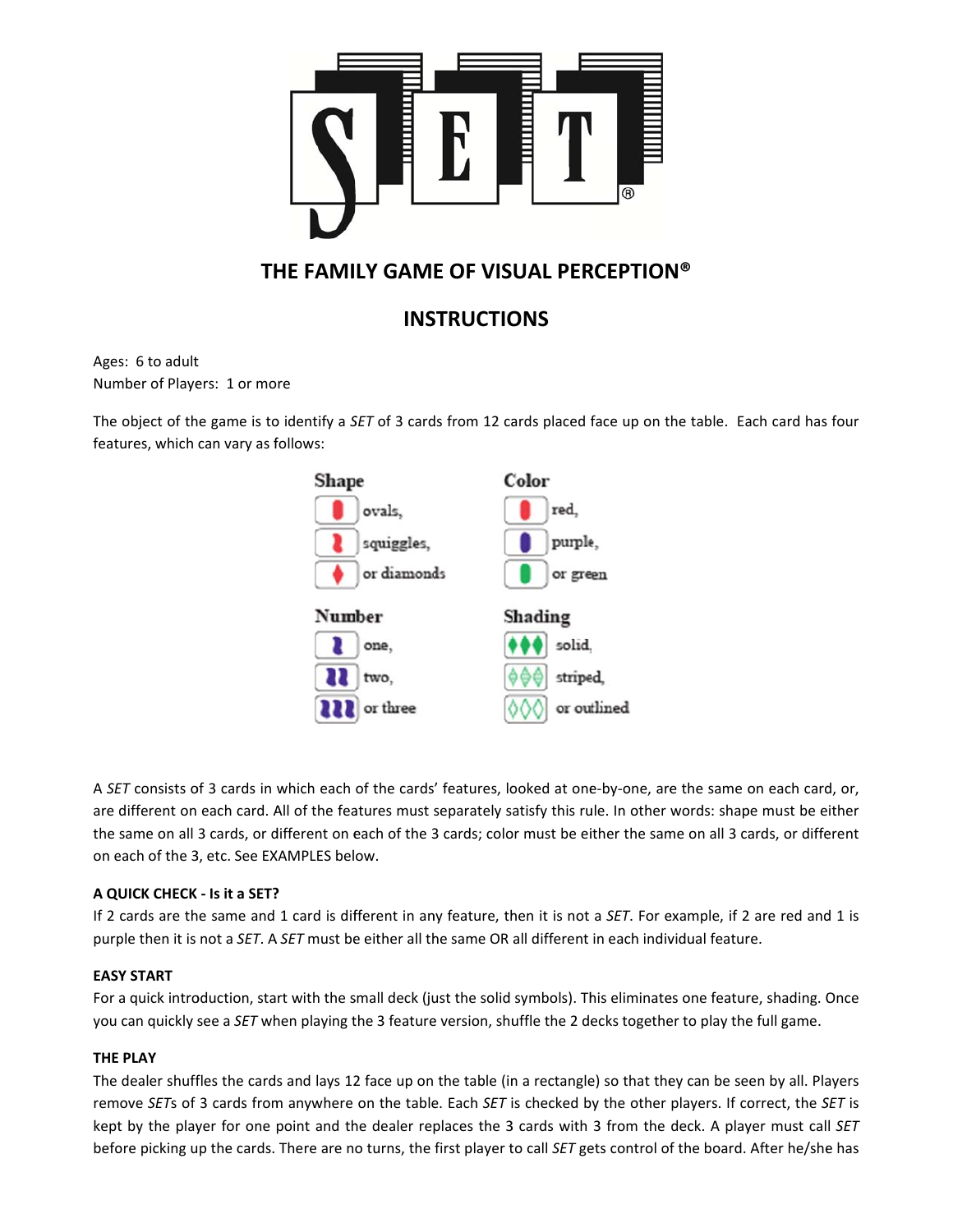# SET

## THE FAMILY GAME OF VISUAL PERCEPTION®

## INSTRUCTIONS

Ages: 6 to adult
Number of Players: 1 or more

The object of the game is to identify a *SET* of 3 cards from 12 cards placed face up on the table. Each card has four features, which can vary as follows:

**Shape**
- ovals,
- squiggles,
- or diamonds

**Color**
- red,
- purple,
- or green

**Number**
- one,
- two,
- or three

**Shading**
- solid,
- striped,
- or outlined

A *SET* consists of 3 cards in which each of the cards' features, looked at one-by-one, are the same on each card, or, are different on each card. All of the features must separately satisfy this rule. In other words: shape must be either the same on all 3 cards, or different on each of the 3 cards; color must be either the same on all 3 cards, or different on each of the 3, etc. See EXAMPLES below.

**A QUICK CHECK - Is it a SET?**

If 2 cards are the same and 1 card is different in any feature, then it is not a *SET*. For example, if 2 are red and 1 is purple then it is not a *SET*. A *SET* must be either all the same OR all different in each individual feature.

**EASY START**

For a quick introduction, start with the small deck (just the solid symbols). This eliminates one feature, shading. Once you can quickly see a *SET* when playing the 3 feature version, shuffle the 2 decks together to play the full game.

**THE PLAY**

The dealer shuffles the cards and lays 12 face up on the table (in a rectangle) so that they can be seen by all. Players remove *SET*s of 3 cards from anywhere on the table. Each *SET* is checked by the other players. If correct, the *SET* is kept by the player for one point and the dealer replaces the 3 cards with 3 from the deck. A player must call *SET* before picking up the cards. There are no turns, the first player to call *SET* gets control of the board. After he/she has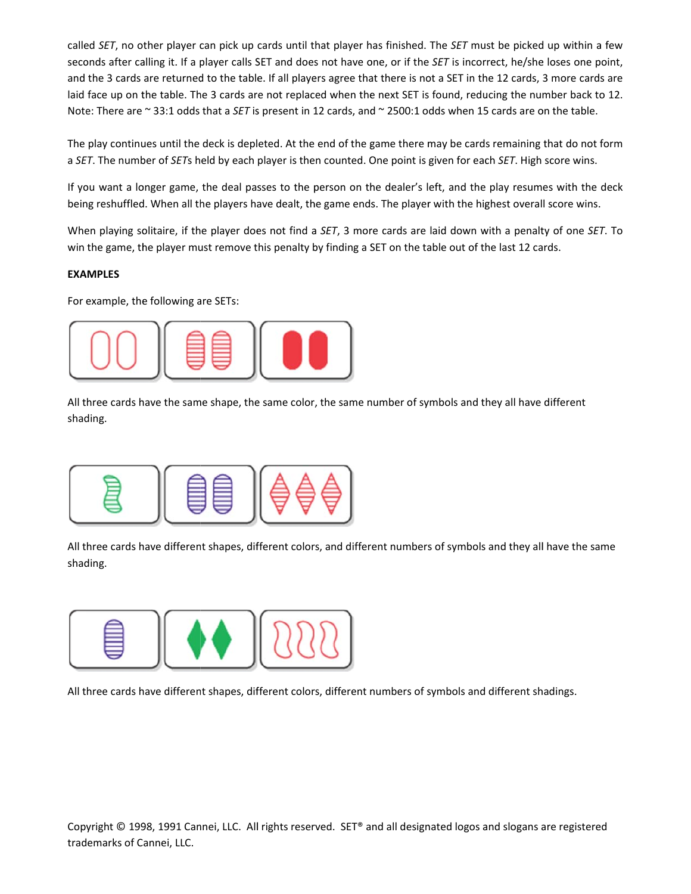called *SET*, no other player can pick up cards until that player has finished. The *SET* must be picked up within a few seconds after calling it. If a player calls SET and does not have one, or if the *SET* is incorrect, he/she loses one point, and the 3 cards are returned to the table. If all players agree that there is not a SET in the 12 cards, 3 more cards are laid face up on the table. The 3 cards are not replaced when the next SET is found, reducing the number back to 12. Note: There are ~ 33:1 odds that a *SET* is present in 12 cards, and ~ 2500:1 odds when 15 cards are on the table.

The play continues until the deck is depleted. At the end of the game there may be cards remaining that do not form a *SET*. The number of *SET*s held by each player is then counted. One point is given for each *SET*. High score wins.

If you want a longer game, the deal passes to the person on the dealer's left, and the play resumes with the deck being reshuffled. When all the players have dealt, the game ends. The player with the highest overall score wins.

When playing solitaire, if the player does not find a *SET*, 3 more cards are laid down with a penalty of one *SET*. To win the game, the player must remove this penalty by finding a SET on the table out of the last 12 cards.

**EXAMPLES**

For example, the following are SETs:

All three cards have the same shape, the same color, the same number of symbols and they all have different shading.

All three cards have different shapes, different colors, and different numbers of symbols and they all have the same shading.

All three cards have different shapes, different colors, different numbers of symbols and different shadings.

Copyright © 1998, 1991 Cannei, LLC. All rights reserved. SET® and all designated logos and slogans are registered trademarks of Cannei, LLC.